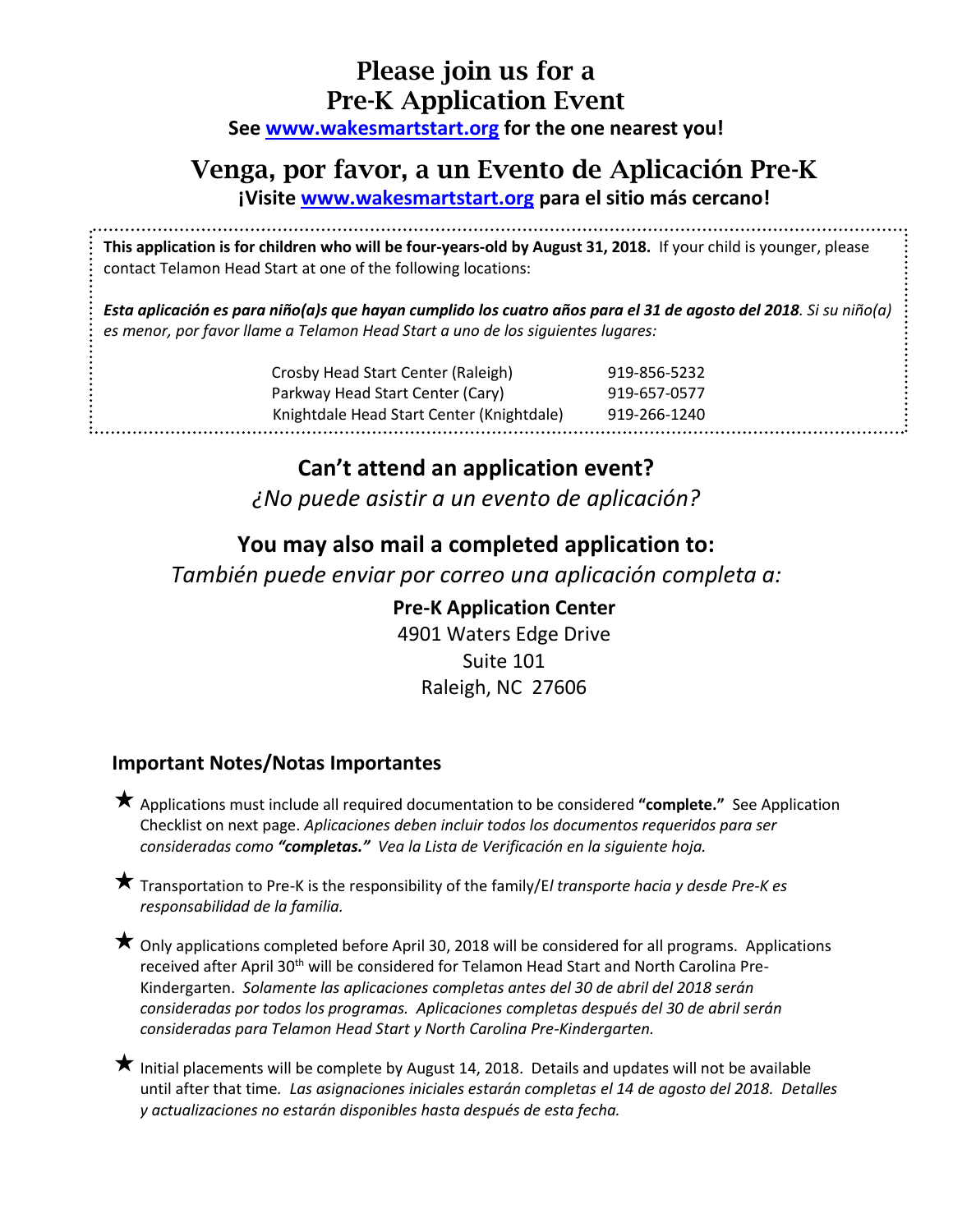# Please join us for a Pre-K Application Event

**See [www.wakesmartstart.org](http://www.wakesmartstart.org) for the one nearest you!**

# Venga, por favor, a un Evento de Aplicación Pre-K

**¡Visite [www.wakesmartstart.org](http://www.wakesmartstart.org) para el sitio más cercano!**

---

**This application is for children who will be four-years-old by August 31, 2018.** If your child is younger, please contact Telamon Head Start at one of the following locations:

***Esta aplicación es para niño(a)s que hayan cumplido los cuatro años para el 31 de agosto del 2018****. Si su niño(a) es menor, por favor llame a Telamon Head Start a uno de los siguientes lugares:*

| | |
|---|---|
| Crosby Head Start Center (Raleigh) | 919-856-5232 |
| Parkway Head Start Center (Cary) | 919-657-0577 |
| Knightdale Head Start Center (Knightdale) | 919-266-1240 |

---

## Can't attend an application event?

*¿No puede asistir a un evento de aplicación?*

## You may also mail a completed application to:

*También puede enviar por correo una aplicación completa a:*

**Pre-K Application Center**
4901 Waters Edge Drive
Suite 101
Raleigh, NC 27606

### Important Notes/Notas Importantes

★ Applications must include all required documentation to be considered **"complete."** See Application Checklist on next page. *Aplicaciones deben incluir todos los documentos requeridos para ser consideradas como* ***"completas."*** *Vea la Lista de Verificación en la siguiente hoja.*

★ Transportation to Pre-K is the responsibility of the family/E*l transporte hacia y desde Pre-K es responsabilidad de la familia.*

★ Only applications completed before April 30, 2018 will be considered for all programs. Applications received after April 30th will be considered for Telamon Head Start and North Carolina Pre-Kindergarten. *Solamente las aplicaciones completas antes del 30 de abril del 2018 serán consideradas por todos los programas. Aplicaciones completas después del 30 de abril serán consideradas para Telamon Head Start y North Carolina Pre-Kindergarten.*

★ Initial placements will be complete by August 14, 2018. Details and updates will not be available until after that time. *Las asignaciones iniciales estarán completas el 14 de agosto del 2018. Detalles y actualizaciones no estarán disponibles hasta después de esta fecha.*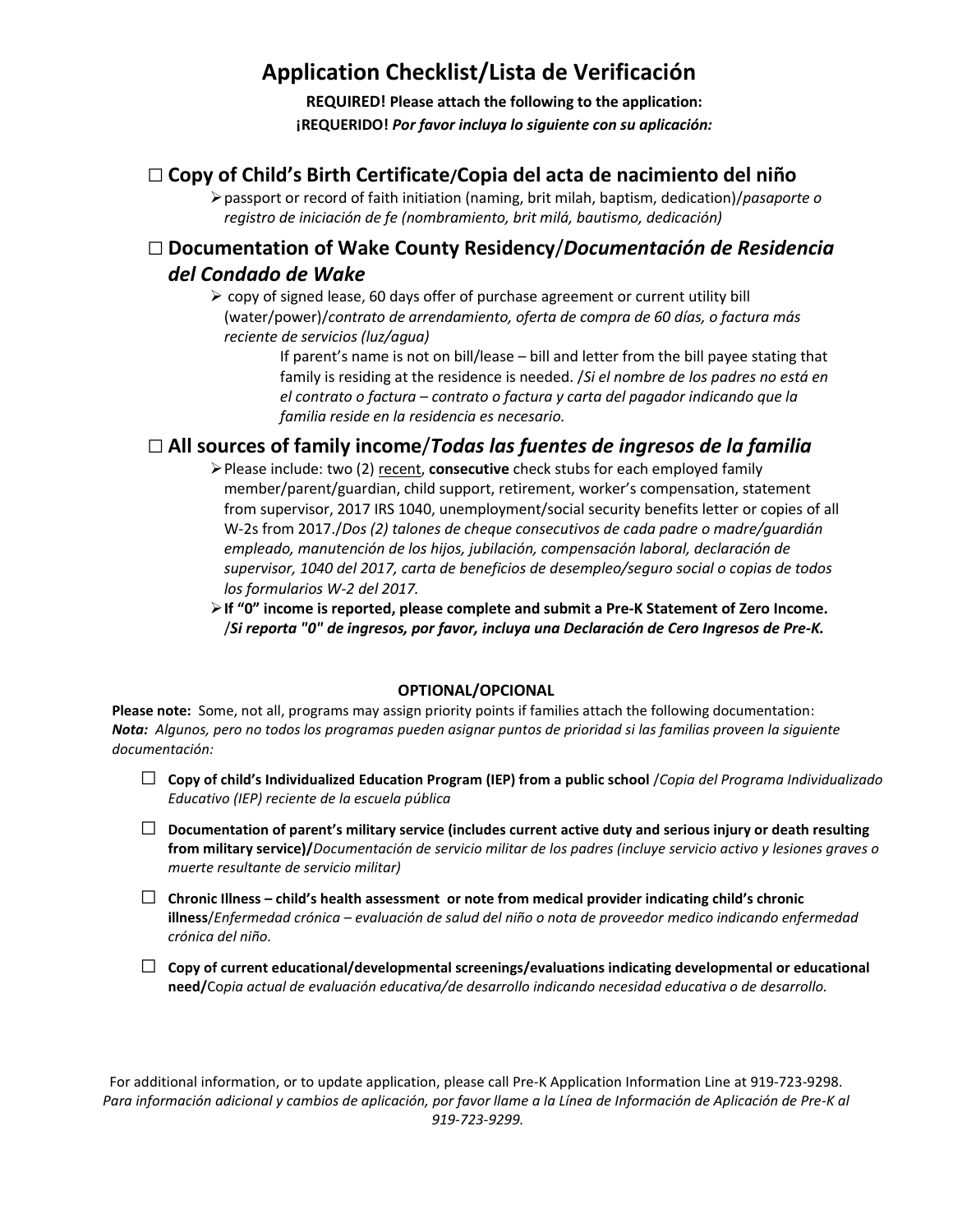# Application Checklist/Lista de Verificación

**REQUIRED! Please attach the following to the application:**
**¡REQUERIDO!** ***Por favor incluya lo siguiente con su aplicación:***

## ☐ Copy of Child's Birth Certificate/Copia del acta de nacimiento del niño

- passport or record of faith initiation (naming, brit milah, baptism, dedication)/*pasaporte o registro de iniciación de fe (nombramiento, brit milá, bautismo, dedicación)*

## ☐ Documentation of Wake County Residency/*Documentación de Residencia del Condado de Wake*

- copy of signed lease, 60 days offer of purchase agreement or current utility bill (water/power)/*contrato de arrendamiento, oferta de compra de 60 días, o factura más reciente de servicios (luz/agua)*

  If parent's name is not on bill/lease – bill and letter from the bill payee stating that family is residing at the residence is needed. /*Si el nombre de los padres no está en el contrato o factura – contrato o factura y carta del pagador indicando que la familia reside en la residencia es necesario.*

## ☐ All sources of family income/*Todas las fuentes de ingresos de la familia*

- Please include: two (2) <u>recent</u>, **consecutive** check stubs for each employed family member/parent/guardian, child support, retirement, worker's compensation, statement from supervisor, 2017 IRS 1040, unemployment/social security benefits letter or copies of all W-2s from 2017./*Dos (2) talones de cheque consecutivos de cada padre o madre/guardián empleado, manutención de los hijos, jubilación, compensación laboral, declaración de supervisor, 1040 del 2017, carta de beneficios de desempleo/seguro social o copias de todos los formularios W-2 del 2017.*
- **If "0" income is reported, please complete and submit a Pre-K Statement of Zero Income.** /***Si reporta "0" de ingresos, por favor, incluya una Declaración de Cero Ingresos de Pre-K.***

**OPTIONAL/OPCIONAL**

**Please note:** Some, not all, programs may assign priority points if families attach the following documentation:
***Nota:*** *Algunos, pero no todos los programas pueden asignar puntos de prioridad si las familias proveen la siguiente documentación:*

- ☐ **Copy of child's Individualized Education Program (IEP) from a public school** /*Copia del Programa Individualizado Educativo (IEP) reciente de la escuela pública*
- ☐ **Documentation of parent's military service (includes current active duty and serious injury or death resulting from military service)/***Documentación de servicio militar de los padres (incluye servicio activo y lesiones graves o muerte resultante de servicio militar)*
- ☐ **Chronic Illness – child's health assessment or note from medical provider indicating child's chronic illness**/*Enfermedad crónica – evaluación de salud del niño o nota de proveedor medico indicando enfermedad crónica del niño.*
- ☐ **Copy of current educational/developmental screenings/evaluations indicating developmental or educational need/***Copia actual de evaluación educativa/de desarrollo indicando necesidad educativa o de desarrollo.*

For additional information, or to update application, please call Pre-K Application Information Line at 919-723-9298.
*Para información adicional y cambios de aplicación, por favor llame a la Línea de Información de Aplicación de Pre-K al 919-723-9299.*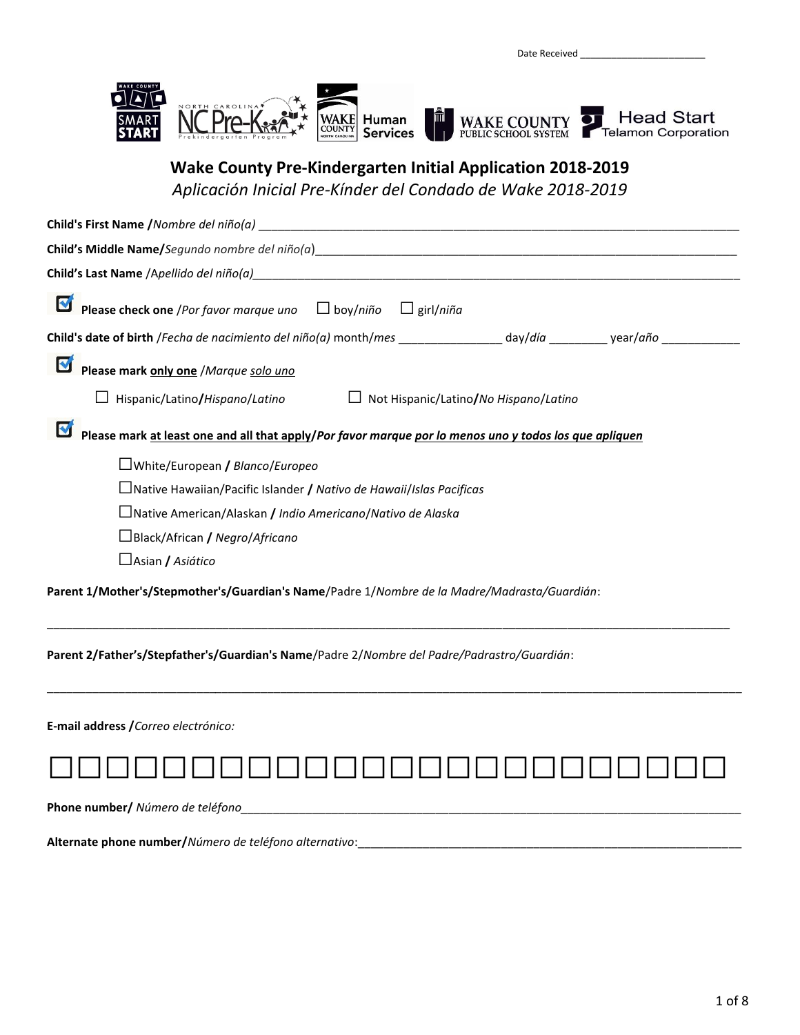Date Received ________________________

# Wake County Pre-Kindergarten Initial Application 2018-2019

## *Aplicación Inicial Pre-Kínder del Condado de Wake 2018-2019*

**Child's First Name /***Nombre del niño(a)* ______________________________________________

**Child's Middle Name/***Segundo nombre del niño(a)*______________________________________________

**Child's Last Name** /*Apellido del niño(a)*______________________________________________

☑ **Please check one** /*Por favor marque uno* ☐ boy/*niño* ☐ girl/*niña*

**Child's date of birth** /*Fecha de nacimiento del niño(a)* month/*mes* _______________ day/*día* _________ year/*año* ___________

☑ **Please mark only one** /*Marque solo uno*

- ☐ Hispanic/Latino**/***Hispano/Latino*
- ☐ Not Hispanic/Latino**/***No Hispano/Latino*

☑ **Please mark at least one and all that apply/*Por favor marque por lo menos uno y todos los que apliquen***

- ☐White/European **/** *Blanco/Europeo*
- ☐Native Hawaiian/Pacific Islander **/** *Nativo de Hawaii/Islas Pacificas*
- ☐Native American/Alaskan **/** *Indio Americano/Nativo de Alaska*
- ☐Black/African **/** *Negro/Africano*
- ☐Asian **/** *Asiático*

**Parent 1/Mother's/Stepmother's/Guardian's Name**/Padre 1/*Nombre de la Madre/Madrasta/Guardián*:

______________________________________________________________________________

**Parent 2/Father's/Stepfather's/Guardian's Name**/Padre 2/*Nombre del Padre/Padrastro/Guardián*:

______________________________________________________________________________

**E-mail address /***Correo electrónico:*

☐☐☐☐☐☐☐☐☐☐☐☐☐☐☐☐☐☐☐☐☐☐☐☐

**Phone number/** *Número de teléfono*______________________________________________

**Alternate phone number/***Número de teléfono alternativo*:______________________________________________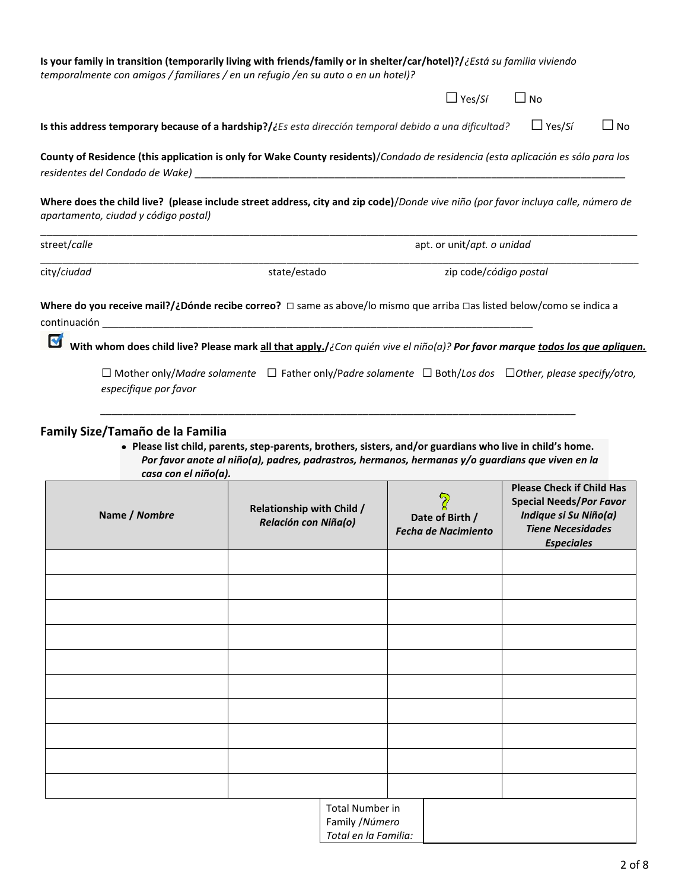**Is your family in transition (temporarily living with friends/family or in shelter/car/hotel)?/**_¿Está su familia viviendo temporalmente con amigos / familiares / en un refugio /en su auto o en un hotel)?_

☐ Yes/_Sí_ ☐ No

**Is this address temporary because of a hardship?/**_¿Es esta dirección temporal debido a una dificultad?_ ☐ Yes/_Sí_ ☐ No

**County of Residence (this application is only for Wake County residents)**/_Condado de residencia (esta aplicación es sólo para los residentes del Condado de Wake)_ ______________________________________________

**Where does the child live? (please include street address, city and zip code)**/_Donde vive niño (por favor incluya calle, número de apartamento, ciudad y código postal)_

______________________________________________
street/_calle_ apt. or unit/_apt. o unidad_

______________________________________________
city/_ciudad_ state/estado zip code/_código postal_

**Where do you receive mail?/¿Dónde recibe correo?** □ same as above/lo mismo que arriba □as listed below/como se indica a continuación ______________________________________________

☑ **With whom does child live? Please mark all that apply./**_¿Con quién vive el niño(a)?_ _**Por favor marque todos los que apliquen.**_

☐ Mother only/_Madre solamente_ ☐ Father only/P_adre solamente_ ☐ Both/_Los dos_ ☐_Other, please specify/otro, especifique por favor_

______________________________________________

## Family Size/Tamaño de la Familia

- **Please list child, parents, step-parents, brothers, sisters, and/or guardians who live in child's home.** _**Por favor anote al niño(a), padres, padrastros, hermanos, hermanas y/o guardians que viven en la casa con el niño(a).**_

| Name / _Nombre_ | Relationship with Child / _Relación con Niña(o)_ | Date of Birth / _Fecha de Nacimiento_ | Please Check if Child Has Special Needs/_Por Favor Indique si Su Niño(a) Tiene Necesidades Especiales_ |
|---|---|---|---|
| | | | |
| | | | |
| | | | |
| | | | |
| | | | |
| | | | |
| | | | |
| | | | |
| | | | |
| | | | |

| Total Number in Family /_Número Total en la Familia:_ | |
|---|---|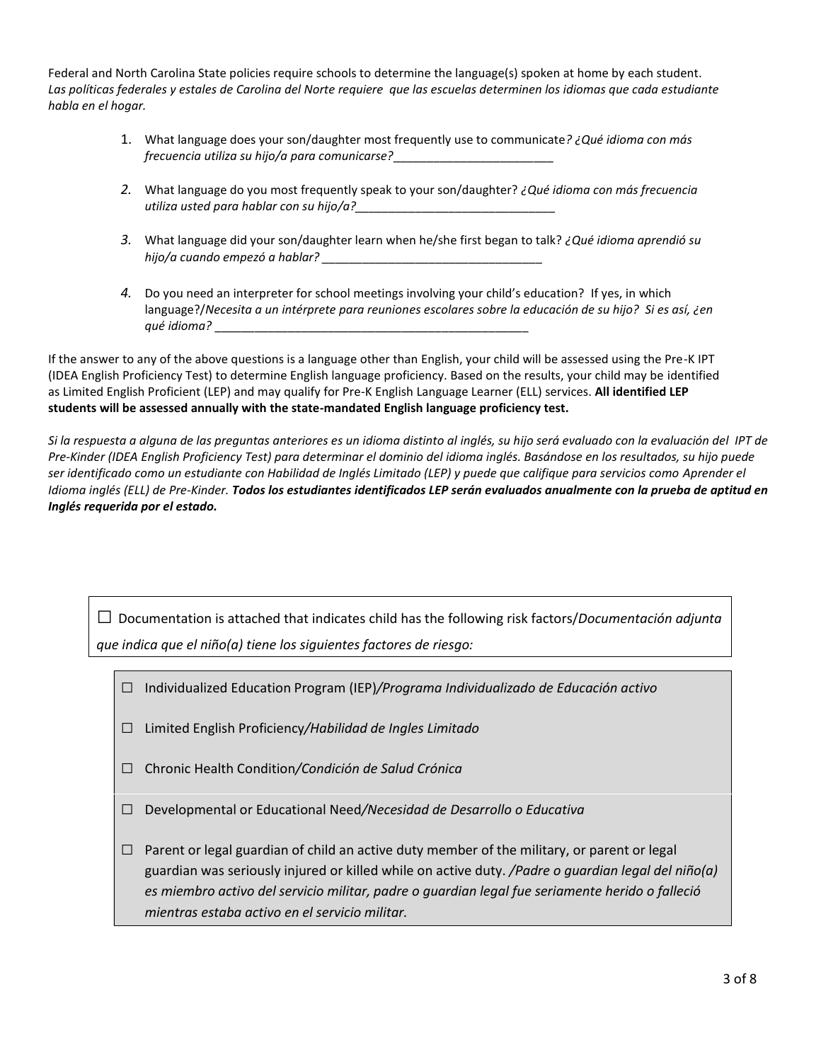Federal and North Carolina State policies require schools to determine the language(s) spoken at home by each student.
*Las políticas federales y estales de Carolina del Norte requiere que las escuelas determinen los idiomas que cada estudiante habla en el hogar.*

1. What language does your son/daughter most frequently use to communicate*? ¿Qué idioma con más frecuencia utiliza su hijo/a para comunicarse?*________________________
2. What language do you most frequently speak to your son/daughter? *¿Qué idioma con más frecuencia utiliza usted para hablar con su hijo/a?*______________________________
3. What language did your son/daughter learn when he/she first began to talk? *¿Qué idioma aprendió su hijo/a cuando empezó a hablar?* ________________________________
4. Do you need an interpreter for school meetings involving your child's education? If yes, in which language?/*Necesita a un intérprete para reuniones escolares sobre la educación de su hijo? Si es así, ¿en qué idioma?* ________________________________________________

If the answer to any of the above questions is a language other than English, your child will be assessed using the Pre-K IPT (IDEA English Proficiency Test) to determine English language proficiency. Based on the results, your child may be identified as Limited English Proficient (LEP) and may qualify for Pre-K English Language Learner (ELL) services. **All identified LEP students will be assessed annually with the state-mandated English language proficiency test.**

*Si la respuesta a alguna de las preguntas anteriores es un idioma distinto al inglés, su hijo será evaluado con la evaluación del IPT de Pre-Kinder (IDEA English Proficiency Test) para determinar el dominio del idioma inglés. Basándose en los resultados, su hijo puede ser identificado como un estudiante con Habilidad de Inglés Limitado (LEP) y puede que califique para servicios como Aprender el Idioma inglés (ELL) de Pre-Kinder.* ***Todos los estudiantes identificados LEP serán evaluados anualmente con la prueba de aptitud en Inglés requerida por el estado.***

☐ Documentation is attached that indicates child has the following risk factors/*Documentación adjunta que indica que el niño(a) tiene los siguientes factores de riesgo:*

- ☐ Individualized Education Program (IEP)*/Programa Individualizado de Educación activo*
- ☐ Limited English Proficiency*/Habilidad de Ingles Limitado*
- ☐ Chronic Health Condition*/Condición de Salud Crónica*
- ☐ Developmental or Educational Need*/Necesidad de Desarrollo o Educativa*
- ☐ Parent or legal guardian of child an active duty member of the military, or parent or legal guardian was seriously injured or killed while on active duty. */Padre o guardian legal del niño(a) es miembro activo del servicio militar, padre o guardian legal fue seriamente herido o falleció mientras estaba activo en el servicio militar.*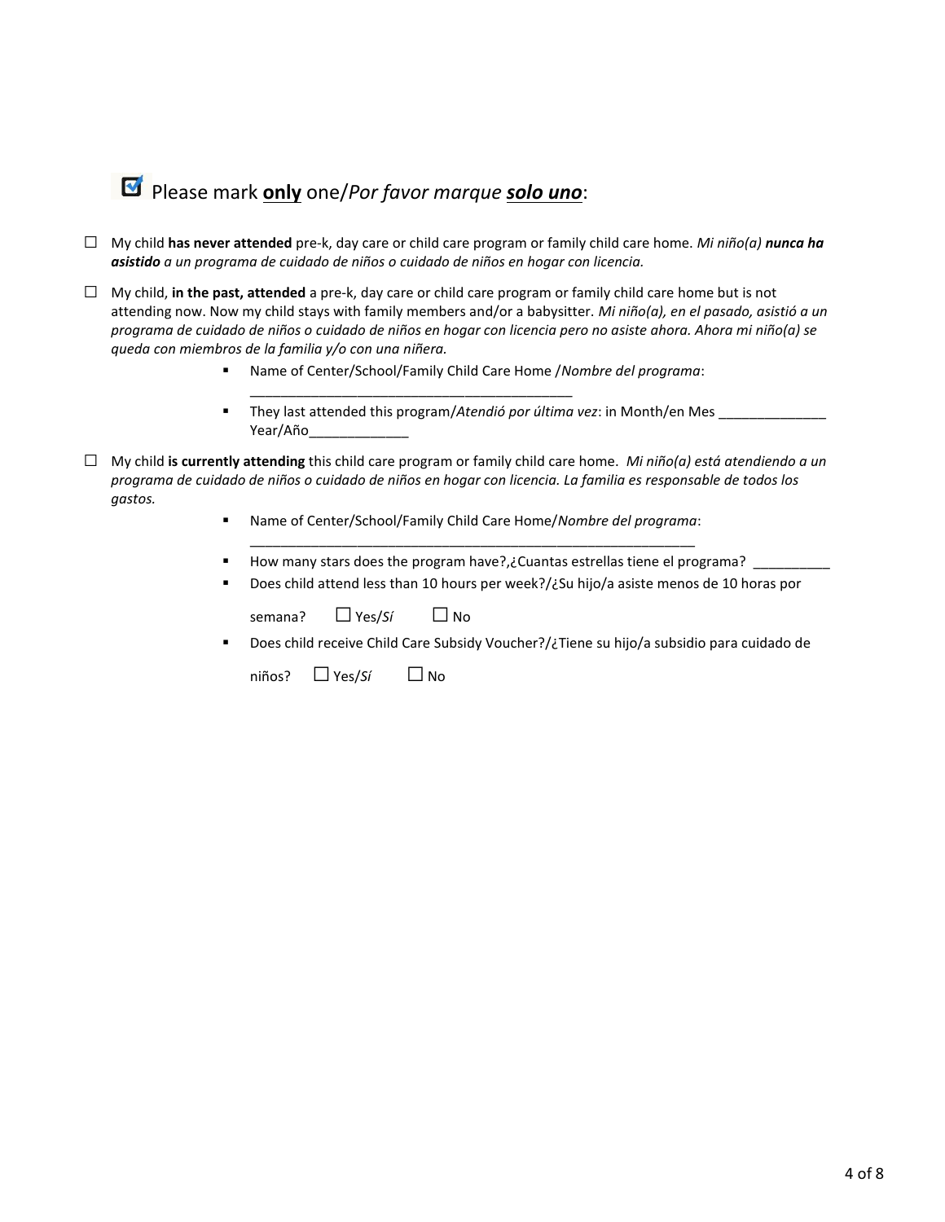☑ Please mark **only** one/*Por favor marque* ***solo uno***:

☐ My child **has never attended** pre-k, day care or child care program or family child care home. *Mi niño(a)* ***nunca ha asistido*** *a un programa de cuidado de niños o cuidado de niños en hogar con licencia.*

☐ My child, **in the past, attended** a pre-k, day care or child care program or family child care home but is not attending now. Now my child stays with family members and/or a babysitter. *Mi niño(a), en el pasado, asistió a un programa de cuidado de niños o cuidado de niños en hogar con licencia pero no asiste ahora. Ahora mi niño(a) se queda con miembros de la familia y/o con una niñera.*

- Name of Center/School/Family Child Care Home /*Nombre del programa*: ________________________________________
- They last attended this program/*Atendió por última vez*: in Month/en Mes _____________ Year/Año____________

☐ My child **is currently attending** this child care program or family child care home. *Mi niño(a) está atendiendo a un programa de cuidado de niños o cuidado de niños en hogar con licencia. La familia es responsable de todos los gastos.*

- Name of Center/School/Family Child Care Home/*Nombre del programa*: ________________________________________________________
- How many stars does the program have?,¿Cuantas estrellas tiene el programa? _________
- Does child attend less than 10 hours per week?/¿Su hijo/a asiste menos de 10 horas por semana? ☐ Yes/*Sí* ☐ No
- Does child receive Child Care Subsidy Voucher?/¿Tiene su hijo/a subsidio para cuidado de niños? ☐ Yes/*Sí* ☐ No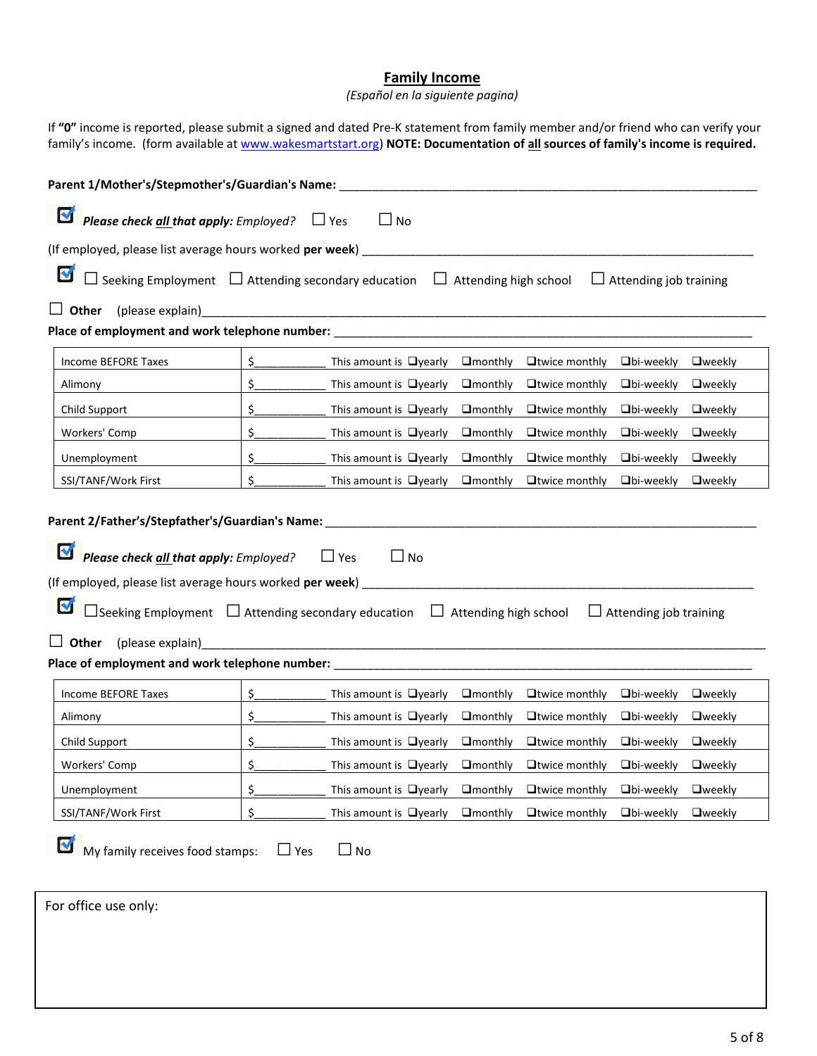## Family Income

*(Español en la siguiente pagina)*

If **"0"** income is reported, please submit a signed and dated Pre-K statement from family member and/or friend who can verify your family's income. (form available at www.wakesmartstart.org) **NOTE: Documentation of all sources of family's income is required.**

**Parent 1/Mother's/Stepmother's/Guardian's Name:** ____________________________________________

☑ ***Please check all that apply:*** *Employed?* ☐ Yes ☐ No

(If employed, please list average hours worked **per week**) ____________________________________________

☑ ☐ Seeking Employment ☐ Attending secondary education ☐ Attending high school ☐ Attending job training

☐ **Other** (please explain)____________________________________________

**Place of employment and work telephone number:** ____________________________________________

| | | |
|---|---|---|
| Income BEFORE Taxes | $___________ | This amount is ❑yearly ❑monthly ❑twice monthly ❑bi-weekly ❑weekly |
| Alimony | $___________ | This amount is ❑yearly ❑monthly ❑twice monthly ❑bi-weekly ❑weekly |
| Child Support | $___________ | This amount is ❑yearly ❑monthly ❑twice monthly ❑bi-weekly ❑weekly |
| Workers' Comp | $___________ | This amount is ❑yearly ❑monthly ❑twice monthly ❑bi-weekly ❑weekly |
| Unemployment | $___________ | This amount is ❑yearly ❑monthly ❑twice monthly ❑bi-weekly ❑weekly |
| SSI/TANF/Work First | $___________ | This amount is ❑yearly ❑monthly ❑twice monthly ❑bi-weekly ❑weekly |

**Parent 2/Father's/Stepfather's/Guardian's Name:** ____________________________________________

☑ ***Please check all that apply:*** *Employed?* ☐ Yes ☐ No

(If employed, please list average hours worked **per week**) ____________________________________________

☑ ☐Seeking Employment ☐ Attending secondary education ☐ Attending high school ☐ Attending job training

☐ **Other** (please explain)____________________________________________

**Place of employment and work telephone number:** ____________________________________________

| | | |
|---|---|---|
| Income BEFORE Taxes | $___________ | This amount is ❑yearly ❑monthly ❑twice monthly ❑bi-weekly ❑weekly |
| Alimony | $___________ | This amount is ❑yearly ❑monthly ❑twice monthly ❑bi-weekly ❑weekly |
| Child Support | $___________ | This amount is ❑yearly ❑monthly ❑twice monthly ❑bi-weekly ❑weekly |
| Workers' Comp | $___________ | This amount is ❑yearly ❑monthly ❑twice monthly ❑bi-weekly ❑weekly |
| Unemployment | $___________ | This amount is ❑yearly ❑monthly ❑twice monthly ❑bi-weekly ❑weekly |
| SSI/TANF/Work First | $___________ | This amount is ❑yearly ❑monthly ❑twice monthly ❑bi-weekly ❑weekly |

☑ My family receives food stamps: ☐ Yes ☐ No

For office use only: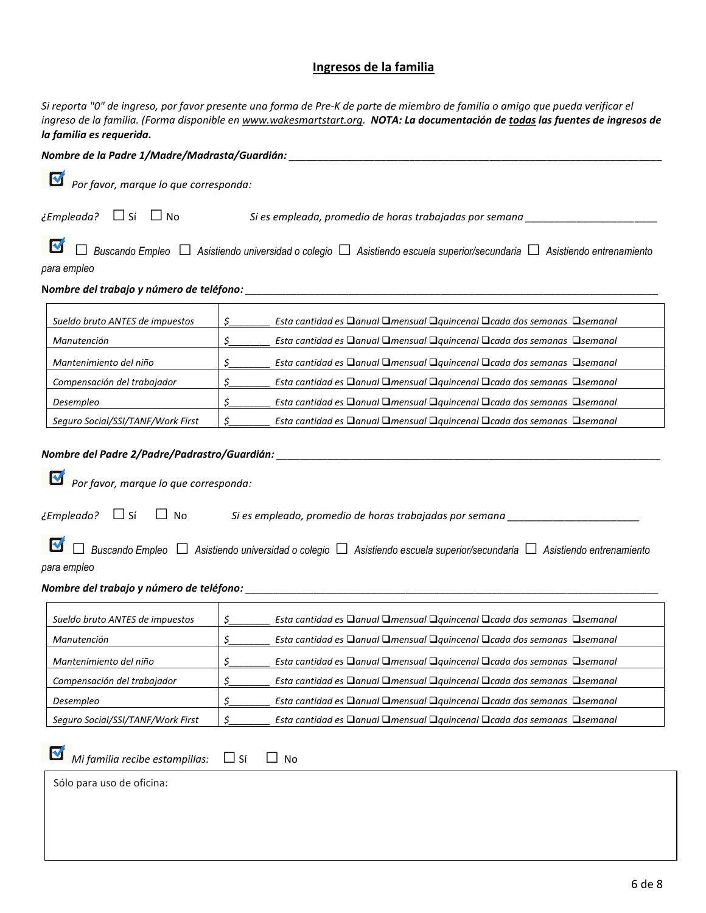## Ingresos de la familia

*Si reporta "0" de ingreso, por favor presente una forma de Pre-K de parte de miembro de familia o amigo que pueda verificar el ingreso de la familia. (Forma disponible en www.wakesmartstart.org. **NOTA: La documentación de todas las fuentes de ingresos de la familia es requerida.***

***Nombre de la Padre 1/Madre/Madrasta/Guardián:*** ____________________________________________

☑ *Por favor, marque lo que corresponda:*

*¿Empleada?* ☐ Sí ☐ No *Si es empleada, promedio de horas trabajadas por semana* ______________________

☑ ☐ *Buscando Empleo* ☐ *Asistiendo universidad o colegio* ☐ *Asistiendo escuela superior/secundaria* ☐ *Asistiendo entrenamiento para empleo*

**Nombre del trabajo y número de teléfono:** ____________________________________________

| | |
|---|---|
| *Sueldo bruto ANTES de impuestos* | $_______ *Esta cantidad es* ❑*anual* ❑*mensual* ❑*quincenal* ❑*cada dos semanas* ❑*semanal* |
| *Manutención* | $_______ *Esta cantidad es* ❑*anual* ❑*mensual* ❑*quincenal* ❑*cada dos semanas* ❑*semanal* |
| *Mantenimiento del niño* | $_______ *Esta cantidad es* ❑*anual* ❑*mensual* ❑*quincenal* ❑*cada dos semanas* ❑*semanal* |
| *Compensación del trabajador* | $_______ *Esta cantidad es* ❑*anual* ❑*mensual* ❑*quincenal* ❑*cada dos semanas* ❑*semanal* |
| *Desempleo* | $_______ *Esta cantidad es* ❑*anual* ❑*mensual* ❑*quincenal* ❑*cada dos semanas* ❑*semanal* |
| *Seguro Social/SSI/TANF/Work First* | $_______ *Esta cantidad es* ❑*anual* ❑*mensual* ❑*quincenal* ❑*cada dos semanas* ❑*semanal* |

***Nombre del Padre 2/Padre/Padrastro/Guardián:*** ____________________________________________

☑ *Por favor, marque lo que corresponda:*

*¿Empleado?* ☐ Sí ☐ No *Si es empleado, promedio de horas trabajadas por semana* ______________________

☑ ☐ *Buscando Empleo* ☐ *Asistiendo universidad o colegio* ☐ *Asistiendo escuela superior/secundaria* ☐ *Asistiendo entrenamiento para empleo*

***Nombre del trabajo y número de teléfono:*** ____________________________________________

| | |
|---|---|
| *Sueldo bruto ANTES de impuestos* | $_______ *Esta cantidad es* ❑*anual* ❑*mensual* ❑*quincenal* ❑*cada dos semanas* ❑*semanal* |
| *Manutención* | $_______ *Esta cantidad es* ❑*anual* ❑*mensual* ❑*quincenal* ❑*cada dos semanas* ❑*semanal* |
| *Mantenimiento del niño* | $_______ *Esta cantidad es* ❑*anual* ❑*mensual* ❑*quincenal* ❑*cada dos semanas* ❑*semanal* |
| *Compensación del trabajador* | $_______ *Esta cantidad es* ❑*anual* ❑*mensual* ❑*quincenal* ❑*cada dos semanas* ❑*semanal* |
| *Desempleo* | $_______ *Esta cantidad es* ❑*anual* ❑*mensual* ❑*quincenal* ❑*cada dos semanas* ❑*semanal* |
| *Seguro Social/SSI/TANF/Work First* | $_______ *Esta cantidad es* ❑*anual* ❑*mensual* ❑*quincenal* ❑*cada dos semanas* ❑*semanal* |

☑ *Mi familia recibe estampillas:* ☐ Sí ☐ No

| Sólo para uso de oficina: |
|---|
| |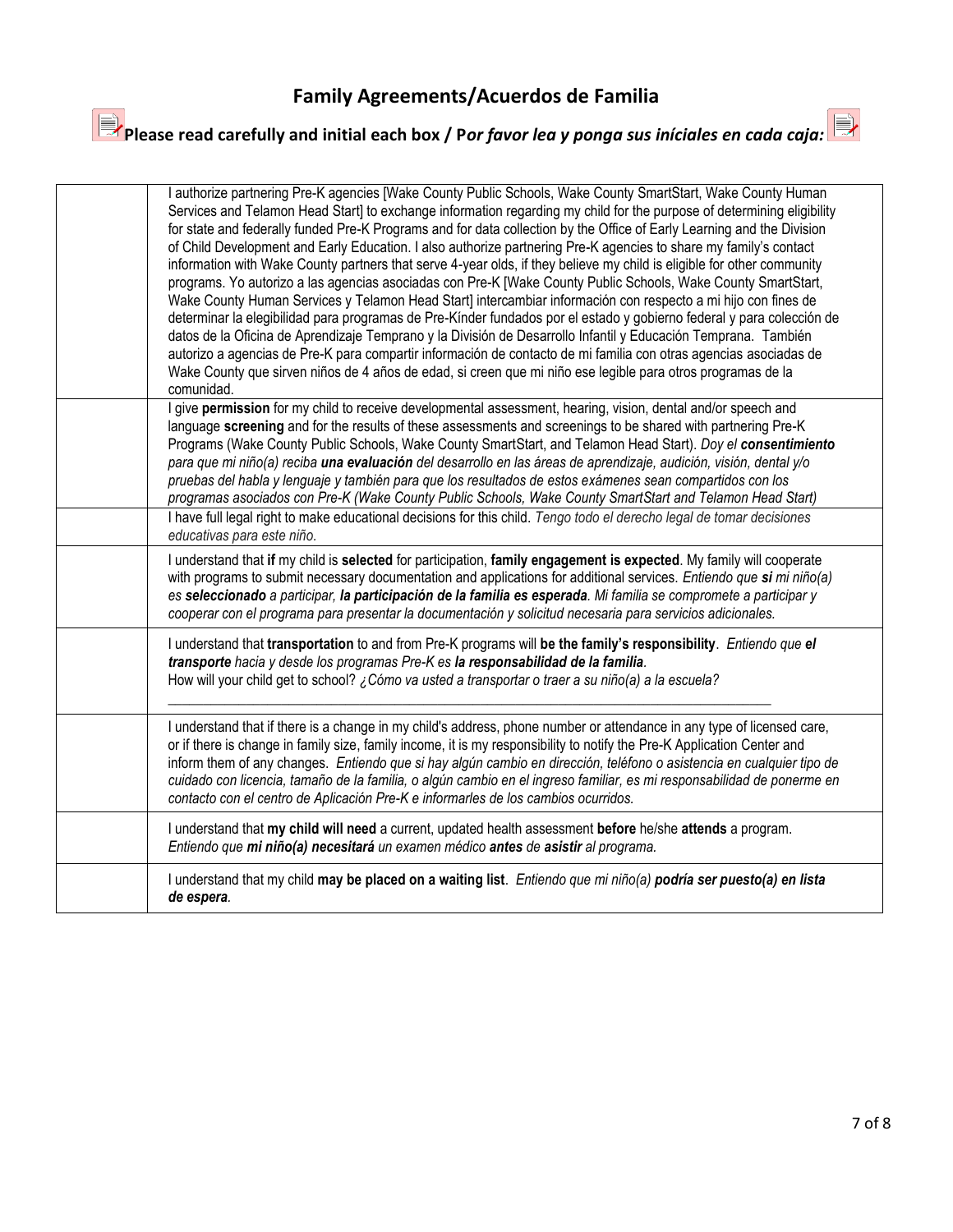# Family Agreements/Acuerdos de Familia

## Please read carefully and initial each box / P*or favor lea y ponga sus iníciales en cada caja:*

| | |
|---|---|
| | I authorize partnering Pre-K agencies [Wake County Public Schools, Wake County SmartStart, Wake County Human Services and Telamon Head Start] to exchange information regarding my child for the purpose of determining eligibility for state and federally funded Pre-K Programs and for data collection by the Office of Early Learning and the Division of Child Development and Early Education. I also authorize partnering Pre-K agencies to share my family's contact information with Wake County partners that serve 4-year olds, if they believe my child is eligible for other community programs. Yo autorizo a las agencias asociadas con Pre-K [Wake County Public Schools, Wake County SmartStart, Wake County Human Services y Telamon Head Start] intercambiar información con respecto a mi hijo con fines de determinar la elegibilidad para programas de Pre-Kinder fundados por el estado y gobierno federal y para colección de datos de la Oficina de Aprendizaje Temprano y la División de Desarrollo Infantil y Educación Temprana. También autorizo a agencias de Pre-K para compartir información de contacto de mi familia con otras agencias asociadas de Wake County que sirven niños de 4 años de edad, si creen que mi niño ese legible para otros programas de la comunidad. |
| | I give **permission** for my child to receive developmental assessment, hearing, vision, dental and/or speech and language **screening** and for the results of these assessments and screenings to be shared with partnering Pre-K Programs (Wake County Public Schools, Wake County SmartStart, and Telamon Head Start). *Doy el **consentimiento** para que mi niño(a) reciba **una evaluación** del desarrollo en las áreas de aprendizaje, audición, visión, dental y/o pruebas del habla y lenguaje y también para que los resultados de estos exámenes sean compartidos con los programas asociados con Pre-K (Wake County Public Schools, Wake County SmartStart and Telamon Head Start)* |
| | I have full legal right to make educational decisions for this child. *Tengo todo el derecho legal de tomar decisiones educativas para este niño.* |
| | I understand that **if** my child is **selected** for participation, **family engagement is expected**. My family will cooperate with programs to submit necessary documentation and applications for additional services. *Entiendo que **si** mi niño(a) es **seleccionado** a participar, **la participación de la familia es esperada**. Mi familia se compromete a participar y cooperar con el programa para presentar la documentación y solicitud necesaria para servicios adicionales.* |
| | I understand that **transportation** to and from Pre-K programs will **be the family's responsibility**. *Entiendo que **el transporte** hacia y desde los programas Pre-K es **la responsabilidad de la familia**.* How will your child get to school? *¿Cómo va usted a transportar o traer a su niño(a) a la escuela?* ______________________________ |
| | I understand that if there is a change in my child's address, phone number or attendance in any type of licensed care, or if there is change in family size, family income, it is my responsibility to notify the Pre-K Application Center and inform them of any changes. *Entiendo que si hay algún cambio en dirección, teléfono o asistencia en cualquier tipo de cuidado con licencia, tamaño de la familia, o algún cambio en el ingreso familiar, es mi responsabilidad de ponerme en contacto con el centro de Aplicación Pre-K e informarles de los cambios ocurridos.* |
| | I understand that **my child will need** a current, updated health assessment **before** he/she **attends** a program. *Entiendo que **mi niño(a) necesitará** un examen médico **antes** de **asistir** al programa.* |
| | I understand that my child **may be placed on a waiting list**. *Entiendo que mi niño(a) **podría ser puesto(a) en lista de espera**.* |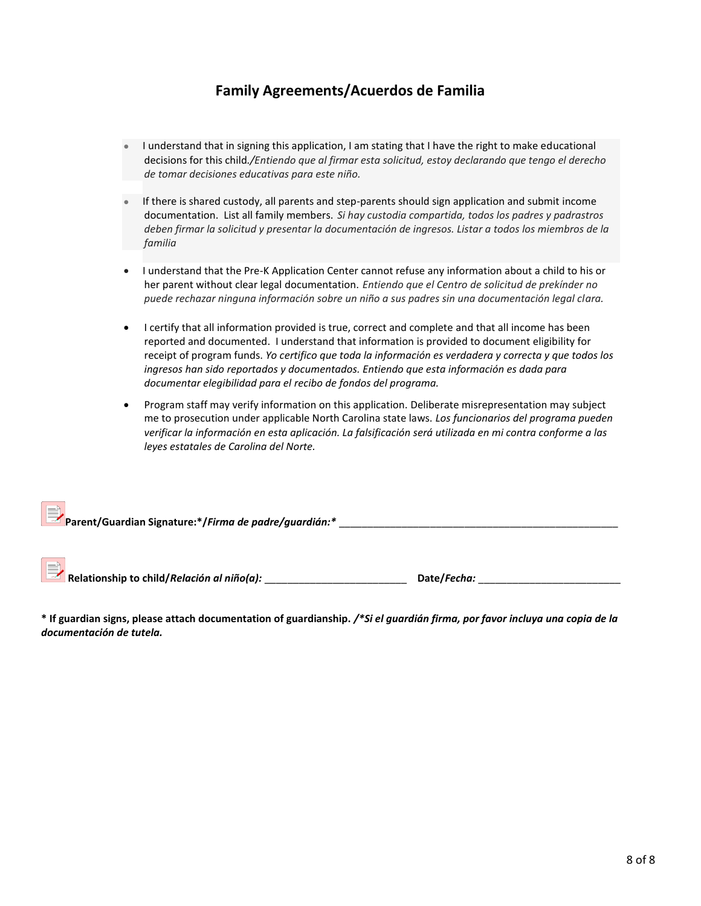## Family Agreements/Acuerdos de Familia

- I understand that in signing this application, I am stating that I have the right to make educational decisions for this child./*Entiendo que al firmar esta solicitud, estoy declarando que tengo el derecho de tomar decisiones educativas para este niño.*
- If there is shared custody, all parents and step-parents should sign application and submit income documentation. List all family members. *Si hay custodia compartida, todos los padres y padrastros deben firmar la solicitud y presentar la documentación de ingresos. Listar a todos los miembros de la familia*
- I understand that the Pre-K Application Center cannot refuse any information about a child to his or her parent without clear legal documentation. *Entiendo que el Centro de solicitud de prekínder no puede rechazar ninguna información sobre un niño a sus padres sin una documentación legal clara.*
- I certify that all information provided is true, correct and complete and that all income has been reported and documented. I understand that information is provided to document eligibility for receipt of program funds. *Yo certifico que toda la información es verdadera y correcta y que todos los ingresos han sido reportados y documentados. Entiendo que esta información es dada para documentar elegibilidad para el recibo de fondos del programa.*
- Program staff may verify information on this application. Deliberate misrepresentation may subject me to prosecution under applicable North Carolina state laws. *Los funcionarios del programa pueden verificar la información en esta aplicación. La falsificación será utilizada en mi contra conforme a las leyes estatales de Carolina del Norte.*

**Parent/Guardian Signature:*/*Firma de padre/guardián:** ___________________________________________________

**Relationship to child/*Relación al niño(a):*** _________________________ **Date/*Fecha:*** _________________________

**\* If guardian signs, please attach documentation of guardianship. /*\*Si el guardián firma, por favor incluya una copia de la documentación de tutela.***